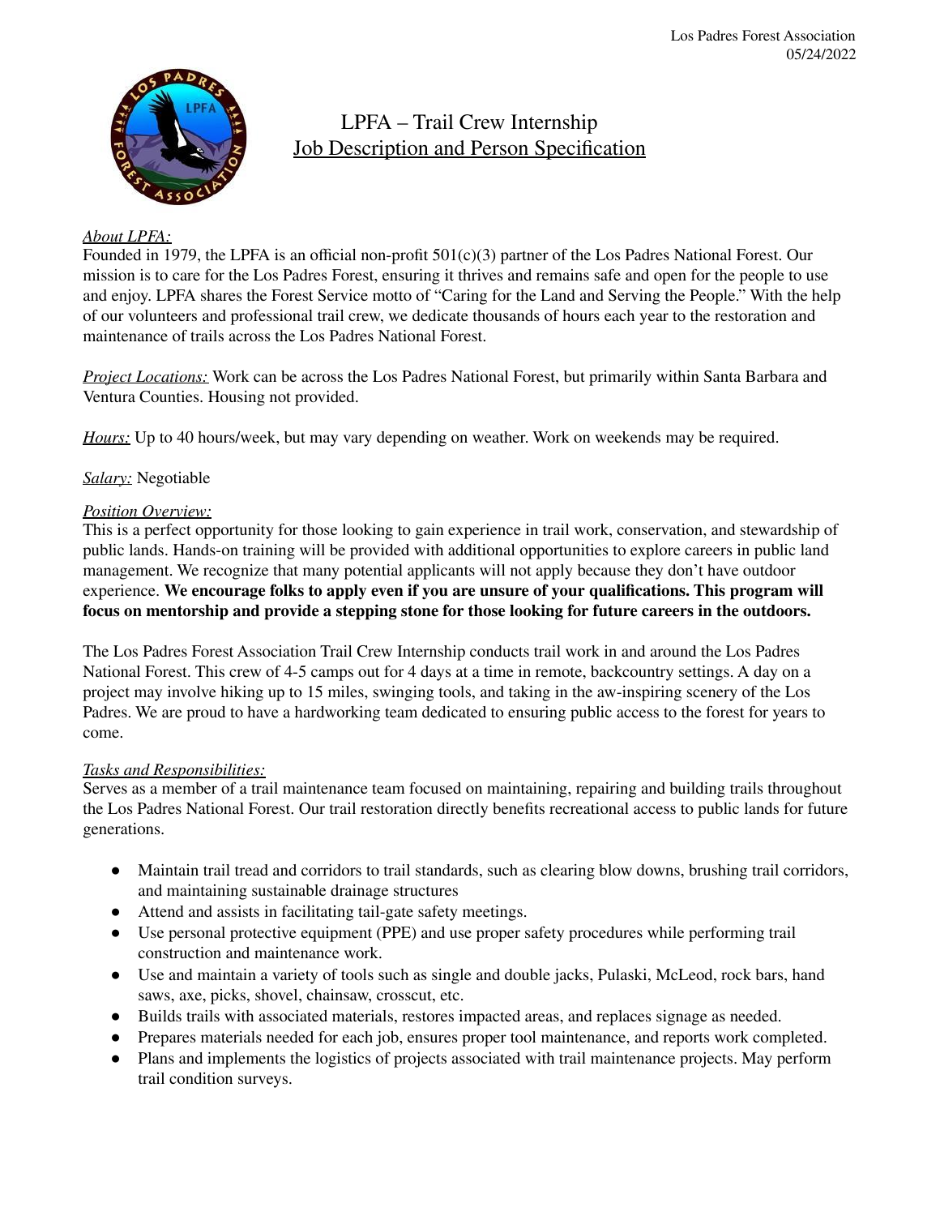# LPFA – Trail Crew Internship

## Job Description and Person Specification

*About LPFA:*

Founded in 1979, the LPFA is an official non-profit 501(c)(3) partner of the Los Padres National Forest. Our mission is to care for the Los Padres Forest, ensuring it thrives and remains safe and open for the people to use and enjoy. LPFA shares the Forest Service motto of "Caring for the Land and Serving the People." With the help of our volunteers and professional trail crew, we dedicate thousands of hours each year to the restoration and maintenance of trails across the Los Padres National Forest.

*Project Locations:* Work can be across the Los Padres National Forest, but primarily within Santa Barbara and Ventura Counties. Housing not provided.

*Hours:* Up to 40 hours/week, but may vary depending on weather. Work on weekends may be required.

*Salary:* Negotiable

*Position Overview:*

This is a perfect opportunity for those looking to gain experience in trail work, conservation, and stewardship of public lands. Hands-on training will be provided with additional opportunities to explore careers in public land management. We recognize that many potential applicants will not apply because they don't have outdoor experience. **We encourage folks to apply even if you are unsure of your qualifications. This program will focus on mentorship and provide a stepping stone for those looking for future careers in the outdoors.**

The Los Padres Forest Association Trail Crew Internship conducts trail work in and around the Los Padres National Forest. This crew of 4-5 camps out for 4 days at a time in remote, backcountry settings. A day on a project may involve hiking up to 15 miles, swinging tools, and taking in the aw-inspiring scenery of the Los Padres. We are proud to have a hardworking team dedicated to ensuring public access to the forest for years to come.

*Tasks and Responsibilities:*

Serves as a member of a trail maintenance team focused on maintaining, repairing and building trails throughout the Los Padres National Forest. Our trail restoration directly benefits recreational access to public lands for future generations.

- Maintain trail tread and corridors to trail standards, such as clearing blow downs, brushing trail corridors, and maintaining sustainable drainage structures
- Attend and assists in facilitating tail-gate safety meetings.
- Use personal protective equipment (PPE) and use proper safety procedures while performing trail construction and maintenance work.
- Use and maintain a variety of tools such as single and double jacks, Pulaski, McLeod, rock bars, hand saws, axe, picks, shovel, chainsaw, crosscut, etc.
- Builds trails with associated materials, restores impacted areas, and replaces signage as needed.
- Prepares materials needed for each job, ensures proper tool maintenance, and reports work completed.
- Plans and implements the logistics of projects associated with trail maintenance projects. May perform trail condition surveys.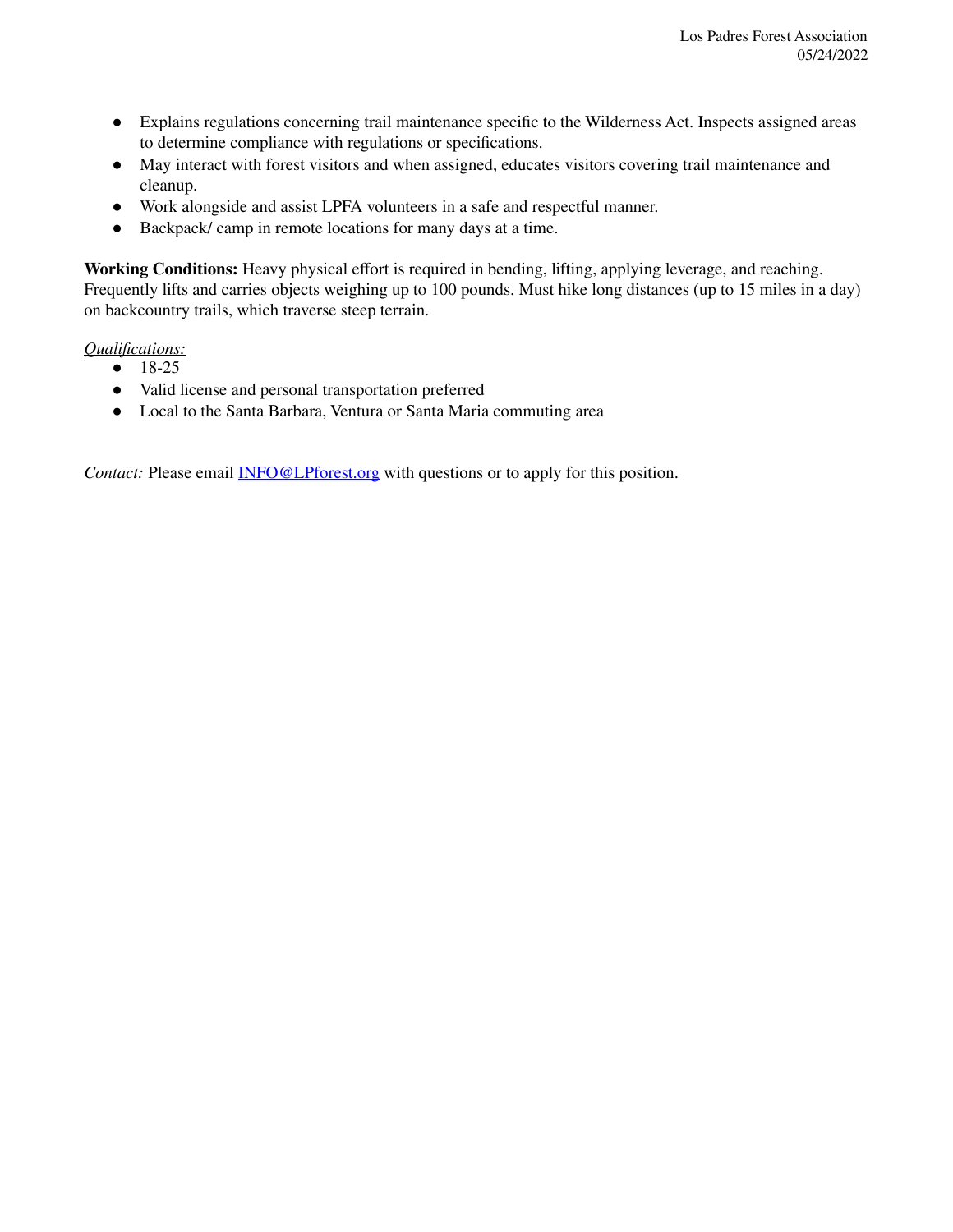- Explains regulations concerning trail maintenance specific to the Wilderness Act. Inspects assigned areas to determine compliance with regulations or specifications.
- May interact with forest visitors and when assigned, educates visitors covering trail maintenance and cleanup.
- Work alongside and assist LPFA volunteers in a safe and respectful manner.
- Backpack/ camp in remote locations for many days at a time.

**Working Conditions:** Heavy physical effort is required in bending, lifting, applying leverage, and reaching. Frequently lifts and carries objects weighing up to 100 pounds. Must hike long distances (up to 15 miles in a day) on backcountry trails, which traverse steep terrain.

*Qualifications:*

- 18-25
- Valid license and personal transportation preferred
- Local to the Santa Barbara, Ventura or Santa Maria commuting area

*Contact:* Please email [INFO@LPforest.org](mailto:INFO@LPforest.org) with questions or to apply for this position.